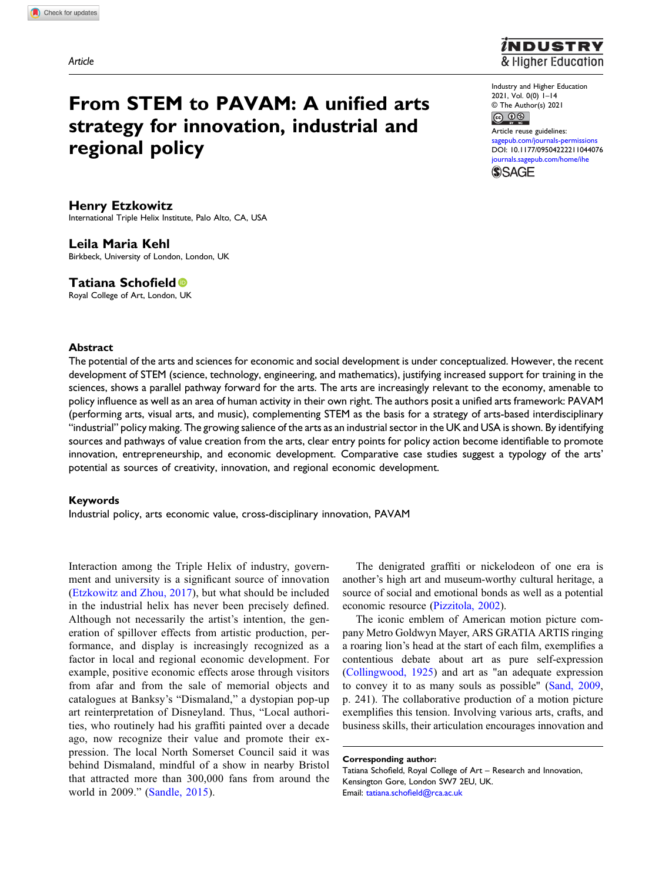Article

# From STEM to PAVAM: A unified arts strategy for innovation, industrial and regional policy

Industry and Higher Education
2021, Vol. 0(0) 1–14
© The Author(s) 2021
Article reuse guidelines:
sagepub.com/journals-permissions
DOI: 10.1177/09504222211044076
journals.sagepub.com/home/ihe

**Henry Etzkowitz**
International Triple Helix Institute, Palo Alto, CA, USA

**Leila Maria Kehl**
Birkbeck, University of London, London, UK

**Tatiana Schofield**
Royal College of Art, London, UK

## Abstract

The potential of the arts and sciences for economic and social development is under conceptualized. However, the recent development of STEM (science, technology, engineering, and mathematics), justifying increased support for training in the sciences, shows a parallel pathway forward for the arts. The arts are increasingly relevant to the economy, amenable to policy influence as well as an area of human activity in their own right. The authors posit a unified arts framework: PAVAM (performing arts, visual arts, and music), complementing STEM as the basis for a strategy of arts-based interdisciplinary "industrial" policy making. The growing salience of the arts as an industrial sector in the UK and USA is shown. By identifying sources and pathways of value creation from the arts, clear entry points for policy action become identifiable to promote innovation, entrepreneurship, and economic development. Comparative case studies suggest a typology of the arts' potential as sources of creativity, innovation, and regional economic development.

## Keywords

Industrial policy, arts economic value, cross-disciplinary innovation, PAVAM

Interaction among the Triple Helix of industry, government and university is a significant source of innovation (Etzkowitz and Zhou, 2017), but what should be included in the industrial helix has never been precisely defined. Although not necessarily the artist's intention, the generation of spillover effects from artistic production, performance, and display is increasingly recognized as a factor in local and regional economic development. For example, positive economic effects arose through visitors from afar and from the sale of memorial objects and catalogues at Banksy's "Dismaland," a dystopian pop-up art reinterpretation of Disneyland. Thus, "Local authorities, who routinely had his graffiti painted over a decade ago, now recognize their value and promote their expression. The local North Somerset Council said it was behind Dismaland, mindful of a show in nearby Bristol that attracted more than 300,000 fans from around the world in 2009." (Sandle, 2015).

The denigrated graffiti or nickelodeon of one era is another's high art and museum-worthy cultural heritage, a source of social and emotional bonds as well as a potential economic resource (Pizzitola, 2002).

The iconic emblem of American motion picture company Metro Goldwyn Mayer, ARS GRATIA ARTIS ringing a roaring lion's head at the start of each film, exemplifies a contentious debate about art as pure self-expression (Collingwood, 1925) and art as "an adequate expression to convey it to as many souls as possible" (Sand, 2009, p. 241). The collaborative production of a motion picture exemplifies this tension. Involving various arts, crafts, and business skills, their articulation encourages innovation and

**Corresponding author:**
Tatiana Schofield, Royal College of Art – Research and Innovation, Kensington Gore, London SW7 2EU, UK.
Email: tatiana.schofield@rca.ac.uk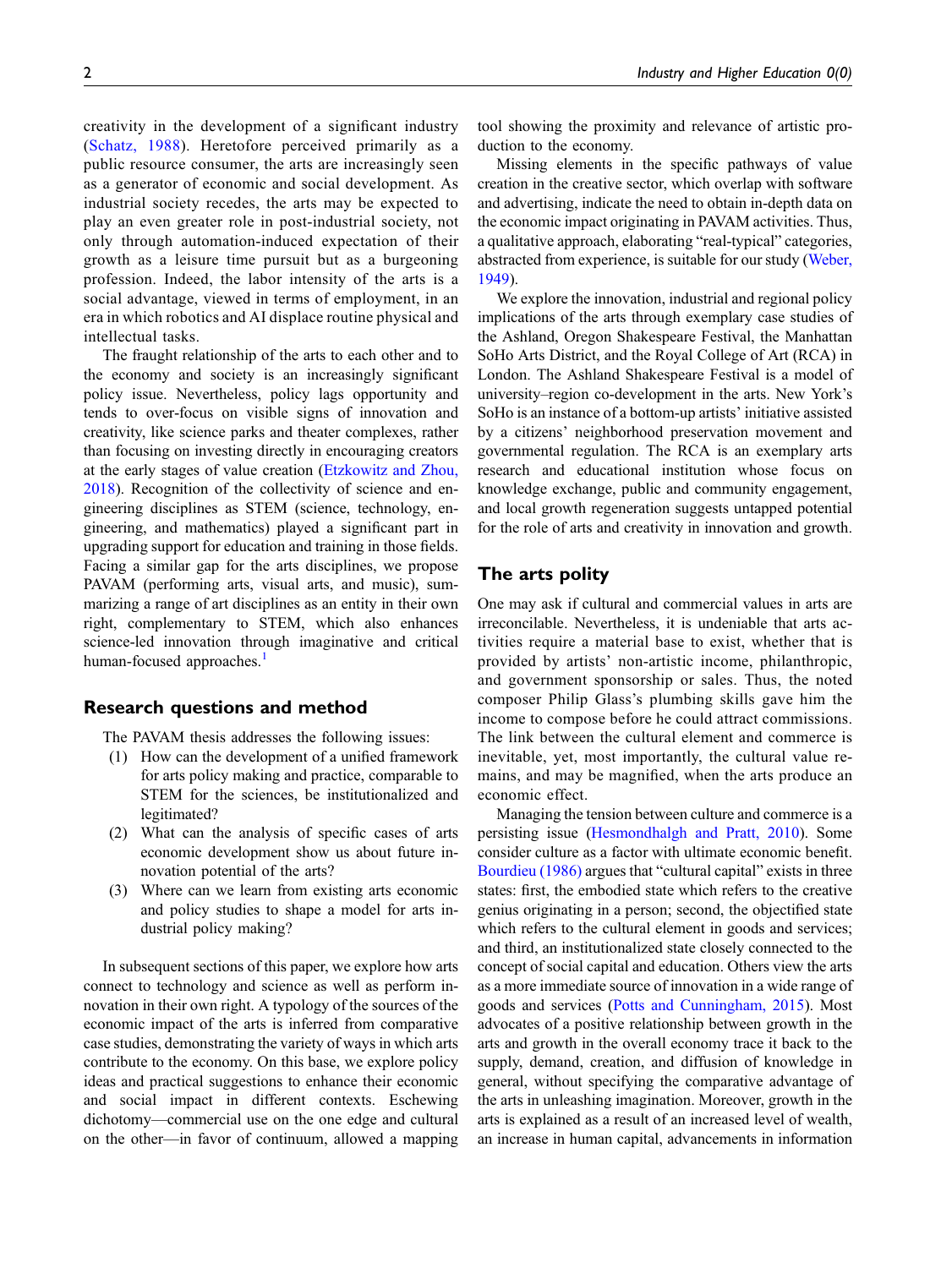creativity in the development of a significant industry (Schatz, 1988). Heretofore perceived primarily as a public resource consumer, the arts are increasingly seen as a generator of economic and social development. As industrial society recedes, the arts may be expected to play an even greater role in post-industrial society, not only through automation-induced expectation of their growth as a leisure time pursuit but as a burgeoning profession. Indeed, the labor intensity of the arts is a social advantage, viewed in terms of employment, in an era in which robotics and AI displace routine physical and intellectual tasks.

The fraught relationship of the arts to each other and to the economy and society is an increasingly significant policy issue. Nevertheless, policy lags opportunity and tends to over-focus on visible signs of innovation and creativity, like science parks and theater complexes, rather than focusing on investing directly in encouraging creators at the early stages of value creation (Etzkowitz and Zhou, 2018). Recognition of the collectivity of science and engineering disciplines as STEM (science, technology, engineering, and mathematics) played a significant part in upgrading support for education and training in those fields. Facing a similar gap for the arts disciplines, we propose PAVAM (performing arts, visual arts, and music), summarizing a range of art disciplines as an entity in their own right, complementary to STEM, which also enhances science-led innovation through imaginative and critical human-focused approaches.[1]

## Research questions and method

The PAVAM thesis addresses the following issues:

(1) How can the development of a unified framework for arts policy making and practice, comparable to STEM for the sciences, be institutionalized and legitimated?
(2) What can the analysis of specific cases of arts economic development show us about future innovation potential of the arts?
(3) Where can we learn from existing arts economic and policy studies to shape a model for arts industrial policy making?

In subsequent sections of this paper, we explore how arts connect to technology and science as well as perform innovation in their own right. A typology of the sources of the economic impact of the arts is inferred from comparative case studies, demonstrating the variety of ways in which arts contribute to the economy. On this base, we explore policy ideas and practical suggestions to enhance their economic and social impact in different contexts. Eschewing dichotomy—commercial use on the one edge and cultural on the other—in favor of continuum, allowed a mapping tool showing the proximity and relevance of artistic production to the economy.

Missing elements in the specific pathways of value creation in the creative sector, which overlap with software and advertising, indicate the need to obtain in-depth data on the economic impact originating in PAVAM activities. Thus, a qualitative approach, elaborating "real-typical" categories, abstracted from experience, is suitable for our study (Weber, 1949).

We explore the innovation, industrial and regional policy implications of the arts through exemplary case studies of the Ashland, Oregon Shakespeare Festival, the Manhattan SoHo Arts District, and the Royal College of Art (RCA) in London. The Ashland Shakespeare Festival is a model of university–region co-development in the arts. New York's SoHo is an instance of a bottom-up artists' initiative assisted by a citizens' neighborhood preservation movement and governmental regulation. The RCA is an exemplary arts research and educational institution whose focus on knowledge exchange, public and community engagement, and local growth regeneration suggests untapped potential for the role of arts and creativity in innovation and growth.

## The arts polity

One may ask if cultural and commercial values in arts are irreconcilable. Nevertheless, it is undeniable that arts activities require a material base to exist, whether that is provided by artists' non-artistic income, philanthropic, and government sponsorship or sales. Thus, the noted composer Philip Glass's plumbing skills gave him the income to compose before he could attract commissions. The link between the cultural element and commerce is inevitable, yet, most importantly, the cultural value remains, and may be magnified, when the arts produce an economic effect.

Managing the tension between culture and commerce is a persisting issue (Hesmondhalgh and Pratt, 2010). Some consider culture as a factor with ultimate economic benefit. Bourdieu (1986) argues that "cultural capital" exists in three states: first, the embodied state which refers to the creative genius originating in a person; second, the objectified state which refers to the cultural element in goods and services; and third, an institutionalized state closely connected to the concept of social capital and education. Others view the arts as a more immediate source of innovation in a wide range of goods and services (Potts and Cunningham, 2015). Most advocates of a positive relationship between growth in the arts and growth in the overall economy trace it back to the supply, demand, creation, and diffusion of knowledge in general, without specifying the comparative advantage of the arts in unleashing imagination. Moreover, growth in the arts is explained as a result of an increased level of wealth, an increase in human capital, advancements in information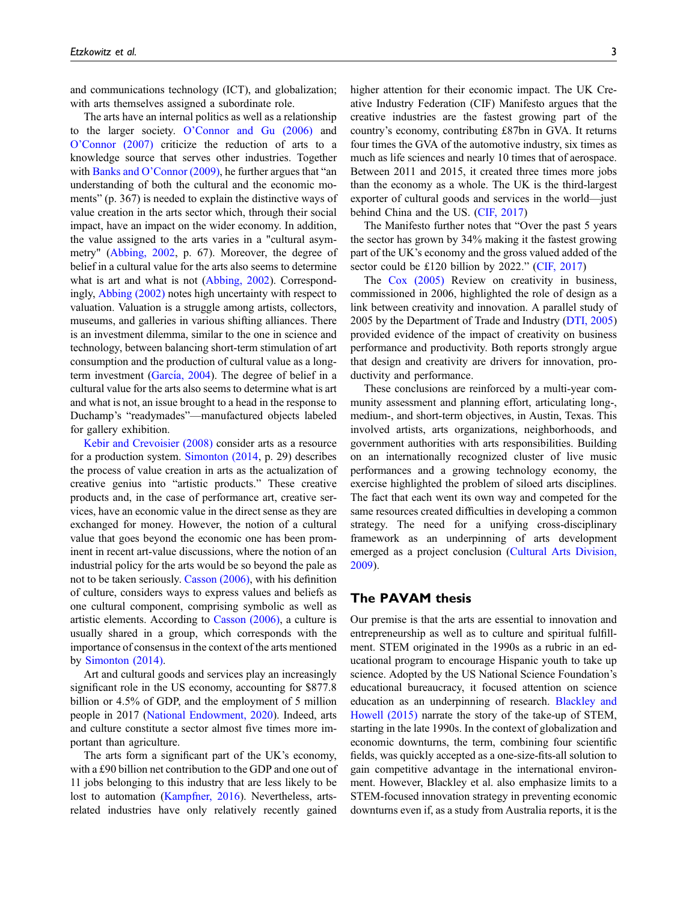and communications technology (ICT), and globalization; with arts themselves assigned a subordinate role.

The arts have an internal politics as well as a relationship to the larger society. O'Connor and Gu (2006) and O'Connor (2007) criticize the reduction of arts to a knowledge source that serves other industries. Together with Banks and O'Connor (2009), he further argues that "an understanding of both the cultural and the economic moments" (p. 367) is needed to explain the distinctive ways of value creation in the arts sector which, through their social impact, have an impact on the wider economy. In addition, the value assigned to the arts varies in a "cultural asymmetry" (Abbing, 2002, p. 67). Moreover, the degree of belief in a cultural value for the arts also seems to determine what is art and what is not (Abbing, 2002). Correspondingly, Abbing (2002) notes high uncertainty with respect to valuation. Valuation is a struggle among artists, collectors, museums, and galleries in various shifting alliances. There is an investment dilemma, similar to the one in science and technology, between balancing short-term stimulation of art consumption and the production of cultural value as a long-term investment (García, 2004). The degree of belief in a cultural value for the arts also seems to determine what is art and what is not, an issue brought to a head in the response to Duchamp's "readymades"—manufactured objects labeled for gallery exhibition.

Kebir and Crevoisier (2008) consider arts as a resource for a production system. Simonton (2014, p. 29) describes the process of value creation in arts as the actualization of creative genius into "artistic products." These creative products and, in the case of performance art, creative services, have an economic value in the direct sense as they are exchanged for money. However, the notion of a cultural value that goes beyond the economic one has been prominent in recent art-value discussions, where the notion of an industrial policy for the arts would be so beyond the pale as not to be taken seriously. Casson (2006), with his definition of culture, considers ways to express values and beliefs as one cultural component, comprising symbolic as well as artistic elements. According to Casson (2006), a culture is usually shared in a group, which corresponds with the importance of consensus in the context of the arts mentioned by Simonton (2014).

Art and cultural goods and services play an increasingly significant role in the US economy, accounting for $877.8 billion or 4.5% of GDP, and the employment of 5 million people in 2017 (National Endowment, 2020). Indeed, arts and culture constitute a sector almost five times more important than agriculture.

The arts form a significant part of the UK's economy, with a £90 billion net contribution to the GDP and one out of 11 jobs belonging to this industry that are less likely to be lost to automation (Kampfner, 2016). Nevertheless, arts-related industries have only relatively recently gained higher attention for their economic impact. The UK Creative Industry Federation (CIF) Manifesto argues that the creative industries are the fastest growing part of the country's economy, contributing £87bn in GVA. It returns four times the GVA of the automotive industry, six times as much as life sciences and nearly 10 times that of aerospace. Between 2011 and 2015, it created three times more jobs than the economy as a whole. The UK is the third-largest exporter of cultural goods and services in the world—just behind China and the US. (CIF, 2017)

The Manifesto further notes that "Over the past 5 years the sector has grown by 34% making it the fastest growing part of the UK's economy and the gross valued added of the sector could be £120 billion by 2022." (CIF, 2017)

The Cox (2005) Review on creativity in business, commissioned in 2006, highlighted the role of design as a link between creativity and innovation. A parallel study of 2005 by the Department of Trade and Industry (DTI, 2005) provided evidence of the impact of creativity on business performance and productivity. Both reports strongly argue that design and creativity are drivers for innovation, productivity and performance.

These conclusions are reinforced by a multi-year community assessment and planning effort, articulating long-, medium-, and short-term objectives, in Austin, Texas. This involved artists, arts organizations, neighborhoods, and government authorities with arts responsibilities. Building on an internationally recognized cluster of live music performances and a growing technology economy, the exercise highlighted the problem of siloed arts disciplines. The fact that each went its own way and competed for the same resources created difficulties in developing a common strategy. The need for a unifying cross-disciplinary framework as an underpinning of arts development emerged as a project conclusion (Cultural Arts Division, 2009).

## The PAVAM thesis

Our premise is that the arts are essential to innovation and entrepreneurship as well as to culture and spiritual fulfillment. STEM originated in the 1990s as a rubric in an educational program to encourage Hispanic youth to take up science. Adopted by the US National Science Foundation's educational bureaucracy, it focused attention on science education as an underpinning of research. Blackley and Howell (2015) narrate the story of the take-up of STEM, starting in the late 1990s. In the context of globalization and economic downturns, the term, combining four scientific fields, was quickly accepted as a one-size-fits-all solution to gain competitive advantage in the international environment. However, Blackley et al. also emphasize limits to a STEM-focused innovation strategy in preventing economic downturns even if, as a study from Australia reports, it is the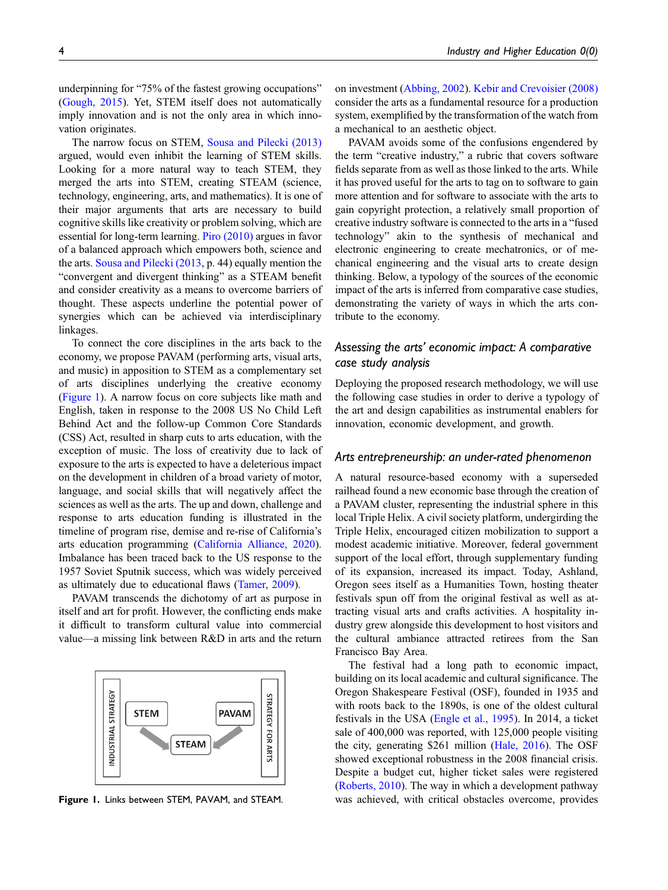underpinning for "75% of the fastest growing occupations" (Gough, 2015). Yet, STEM itself does not automatically imply innovation and is not the only area in which innovation originates.

The narrow focus on STEM, Sousa and Pilecki (2013) argued, would even inhibit the learning of STEM skills. Looking for a more natural way to teach STEM, they merged the arts into STEM, creating STEAM (science, technology, engineering, arts, and mathematics). It is one of their major arguments that arts are necessary to build cognitive skills like creativity or problem solving, which are essential for long-term learning. Piro (2010) argues in favor of a balanced approach which empowers both, science and the arts. Sousa and Pilecki (2013, p. 44) equally mention the "convergent and divergent thinking" as a STEAM benefit and consider creativity as a means to overcome barriers of thought. These aspects underline the potential power of synergies which can be achieved via interdisciplinary linkages.

To connect the core disciplines in the arts back to the economy, we propose PAVAM (performing arts, visual arts, and music) in apposition to STEM as a complementary set of arts disciplines underlying the creative economy (Figure 1). A narrow focus on core subjects like math and English, taken in response to the 2008 US No Child Left Behind Act and the follow-up Common Core Standards (CSS) Act, resulted in sharp cuts to arts education, with the exception of music. The loss of creativity due to lack of exposure to the arts is expected to have a deleterious impact on the development in children of a broad variety of motor, language, and social skills that will negatively affect the sciences as well as the arts. The up and down, challenge and response to arts education funding is illustrated in the timeline of program rise, demise and re-rise of California's arts education programming (California Alliance, 2020). Imbalance has been traced back to the US response to the 1957 Soviet Sputnik success, which was widely perceived as ultimately due to educational flaws (Tamer, 2009).

PAVAM transcends the dichotomy of art as purpose in itself and art for profit. However, the conflicting ends make it difficult to transform cultural value into commercial value—a missing link between R&D in arts and the return on investment (Abbing, 2002). Kebir and Crevoisier (2008) consider the arts as a fundamental resource for a production system, exemplified by the transformation of the watch from a mechanical to an aesthetic object.

INDUSTRIAL STRATEGY — STEM → STEAM ← PAVAM — STRATEGY FOR ARTS

**Figure 1.** Links between STEM, PAVAM, and STEAM.

PAVAM avoids some of the confusions engendered by the term "creative industry," a rubric that covers software fields separate from as well as those linked to the arts. While it has proved useful for the arts to tag on to software to gain more attention and for software to associate with the arts to gain copyright protection, a relatively small proportion of creative industry software is connected to the arts in a "fused technology" akin to the synthesis of mechanical and electronic engineering to create mechatronics, or of mechanical engineering and the visual arts to create design thinking. Below, a typology of the sources of the economic impact of the arts is inferred from comparative case studies, demonstrating the variety of ways in which the arts contribute to the economy.

## *Assessing the arts' economic impact: A comparative case study analysis*

Deploying the proposed research methodology, we will use the following case studies in order to derive a typology of the art and design capabilities as instrumental enablers for innovation, economic development, and growth.

### *Arts entrepreneurship: an under-rated phenomenon*

A natural resource-based economy with a superseded railhead found a new economic base through the creation of a PAVAM cluster, representing the industrial sphere in this local Triple Helix. A civil society platform, undergirding the Triple Helix, encouraged citizen mobilization to support a modest academic initiative. Moreover, federal government support of the local effort, through supplementary funding of its expansion, increased its impact. Today, Ashland, Oregon sees itself as a Humanities Town, hosting theater festivals spun off from the original festival as well as attracting visual arts and crafts activities. A hospitality industry grew alongside this development to host visitors and the cultural ambiance attracted retirees from the San Francisco Bay Area.

The festival had a long path to economic impact, building on its local academic and cultural significance. The Oregon Shakespeare Festival (OSF), founded in 1935 and with roots back to the 1890s, is one of the oldest cultural festivals in the USA (Engle et al., 1995). In 2014, a ticket sale of 400,000 was reported, with 125,000 people visiting the city, generating $261 million (Hale, 2016). The OSF showed exceptional robustness in the 2008 financial crisis. Despite a budget cut, higher ticket sales were registered (Roberts, 2010). The way in which a development pathway was achieved, with critical obstacles overcome, provides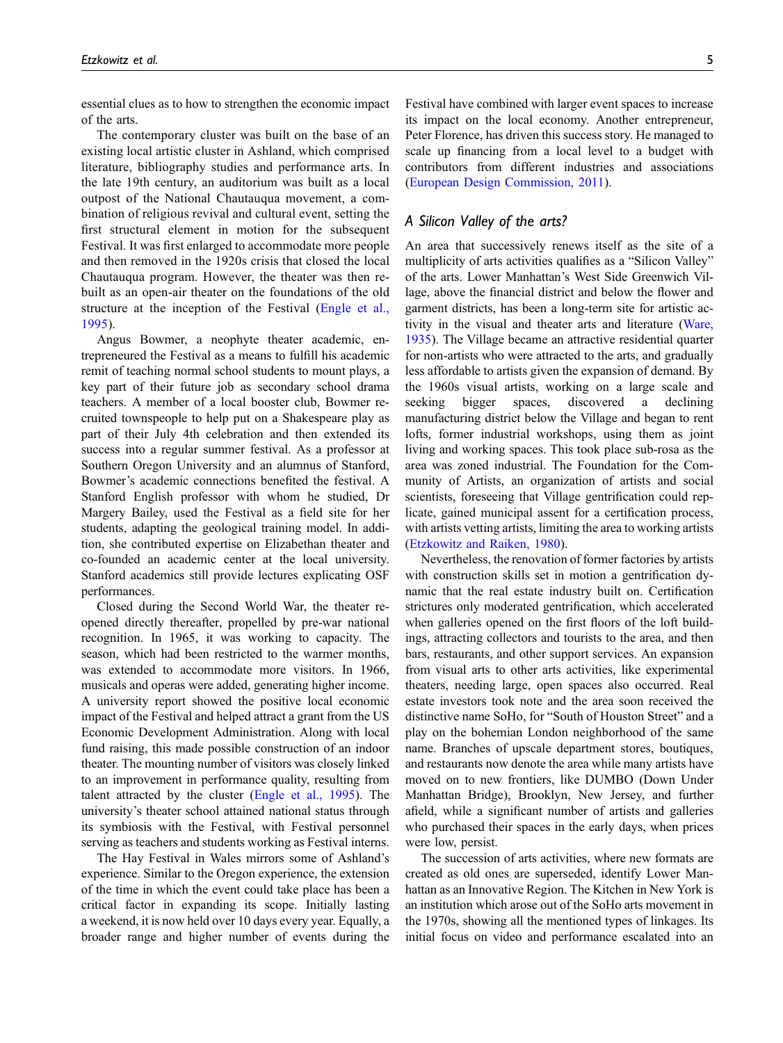essential clues as to how to strengthen the economic impact of the arts.

The contemporary cluster was built on the base of an existing local artistic cluster in Ashland, which comprised literature, bibliography studies and performance arts. In the late 19th century, an auditorium was built as a local outpost of the National Chautauqua movement, a combination of religious revival and cultural event, setting the first structural element in motion for the subsequent Festival. It was first enlarged to accommodate more people and then removed in the 1920s crisis that closed the local Chautauqua program. However, the theater was then rebuilt as an open-air theater on the foundations of the old structure at the inception of the Festival (Engle et al., 1995).

Angus Bowmer, a neophyte theater academic, entrepreneured the Festival as a means to fulfill his academic remit of teaching normal school students to mount plays, a key part of their future job as secondary school drama teachers. A member of a local booster club, Bowmer recruited townspeople to help put on a Shakespeare play as part of their July 4th celebration and then extended its success into a regular summer festival. As a professor at Southern Oregon University and an alumnus of Stanford, Bowmer's academic connections benefited the festival. A Stanford English professor with whom he studied, Dr Margery Bailey, used the Festival as a field site for her students, adapting the geological training model. In addition, she contributed expertise on Elizabethan theater and co-founded an academic center at the local university. Stanford academics still provide lectures explicating OSF performances.

Closed during the Second World War, the theater reopened directly thereafter, propelled by pre-war national recognition. In 1965, it was working to capacity. The season, which had been restricted to the warmer months, was extended to accommodate more visitors. In 1966, musicals and operas were added, generating higher income. A university report showed the positive local economic impact of the Festival and helped attract a grant from the US Economic Development Administration. Along with local fund raising, this made possible construction of an indoor theater. The mounting number of visitors was closely linked to an improvement in performance quality, resulting from talent attracted by the cluster (Engle et al., 1995). The university's theater school attained national status through its symbiosis with the Festival, with Festival personnel serving as teachers and students working as Festival interns.

The Hay Festival in Wales mirrors some of Ashland's experience. Similar to the Oregon experience, the extension of the time in which the event could take place has been a critical factor in expanding its scope. Initially lasting a weekend, it is now held over 10 days every year. Equally, a broader range and higher number of events during the Festival have combined with larger event spaces to increase its impact on the local economy. Another entrepreneur, Peter Florence, has driven this success story. He managed to scale up financing from a local level to a budget with contributors from different industries and associations (European Design Commission, 2011).

## A Silicon Valley of the arts?

An area that successively renews itself as the site of a multiplicity of arts activities qualifies as a "Silicon Valley" of the arts. Lower Manhattan's West Side Greenwich Village, above the financial district and below the flower and garment districts, has been a long-term site for artistic activity in the visual and theater arts and literature (Ware, 1935). The Village became an attractive residential quarter for non-artists who were attracted to the arts, and gradually less affordable to artists given the expansion of demand. By the 1960s visual artists, working on a large scale and seeking bigger spaces, discovered a declining manufacturing district below the Village and began to rent lofts, former industrial workshops, using them as joint living and working spaces. This took place sub-rosa as the area was zoned industrial. The Foundation for the Community of Artists, an organization of artists and social scientists, foreseeing that Village gentrification could replicate, gained municipal assent for a certification process, with artists vetting artists, limiting the area to working artists (Etzkowitz and Raiken, 1980).

Nevertheless, the renovation of former factories by artists with construction skills set in motion a gentrification dynamic that the real estate industry built on. Certification strictures only moderated gentrification, which accelerated when galleries opened on the first floors of the loft buildings, attracting collectors and tourists to the area, and then bars, restaurants, and other support services. An expansion from visual arts to other arts activities, like experimental theaters, needing large, open spaces also occurred. Real estate investors took note and the area soon received the distinctive name SoHo, for "South of Houston Street" and a play on the bohemian London neighborhood of the same name. Branches of upscale department stores, boutiques, and restaurants now denote the area while many artists have moved on to new frontiers, like DUMBO (Down Under Manhattan Bridge), Brooklyn, New Jersey, and further afield, while a significant number of artists and galleries who purchased their spaces in the early days, when prices were low, persist.

The succession of arts activities, where new formats are created as old ones are superseded, identify Lower Manhattan as an Innovative Region. The Kitchen in New York is an institution which arose out of the SoHo arts movement in the 1970s, showing all the mentioned types of linkages. Its initial focus on video and performance escalated into an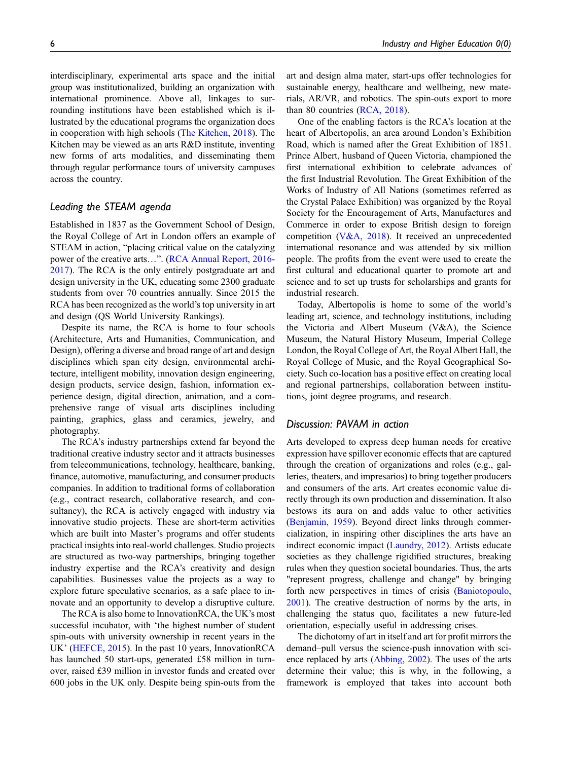interdisciplinary, experimental arts space and the initial group was institutionalized, building an organization with international prominence. Above all, linkages to surrounding institutions have been established which is illustrated by the educational programs the organization does in cooperation with high schools (The Kitchen, 2018). The Kitchen may be viewed as an arts R&D institute, inventing new forms of arts modalities, and disseminating them through regular performance tours of university campuses across the country.

### Leading the STEAM agenda

Established in 1837 as the Government School of Design, the Royal College of Art in London offers an example of STEAM in action, "placing critical value on the catalyzing power of the creative arts…". (RCA Annual Report, 2016-2017). The RCA is the only entirely postgraduate art and design university in the UK, educating some 2300 graduate students from over 70 countries annually. Since 2015 the RCA has been recognized as the world's top university in art and design (QS World University Rankings).

Despite its name, the RCA is home to four schools (Architecture, Arts and Humanities, Communication, and Design), offering a diverse and broad range of art and design disciplines which span city design, environmental architecture, intelligent mobility, innovation design engineering, design products, service design, fashion, information experience design, digital direction, animation, and a comprehensive range of visual arts disciplines including painting, graphics, glass and ceramics, jewelry, and photography.

The RCA's industry partnerships extend far beyond the traditional creative industry sector and it attracts businesses from telecommunications, technology, healthcare, banking, finance, automotive, manufacturing, and consumer products companies. In addition to traditional forms of collaboration (e.g., contract research, collaborative research, and consultancy), the RCA is actively engaged with industry via innovative studio projects. These are short-term activities which are built into Master's programs and offer students practical insights into real-world challenges. Studio projects are structured as two-way partnerships, bringing together industry expertise and the RCA's creativity and design capabilities. Businesses value the projects as a way to explore future speculative scenarios, as a safe place to innovate and an opportunity to develop a disruptive culture.

The RCA is also home to InnovationRCA, the UK's most successful incubator, with 'the highest number of student spin-outs with university ownership in recent years in the UK' (HEFCE, 2015). In the past 10 years, InnovationRCA has launched 50 start-ups, generated £58 million in turnover, raised £39 million in investor funds and created over 600 jobs in the UK only. Despite being spin-outs from the art and design alma mater, start-ups offer technologies for sustainable energy, healthcare and wellbeing, new materials, AR/VR, and robotics. The spin-outs export to more than 80 countries (RCA, 2018).

One of the enabling factors is the RCA's location at the heart of Albertopolis, an area around London's Exhibition Road, which is named after the Great Exhibition of 1851. Prince Albert, husband of Queen Victoria, championed the first international exhibition to celebrate advances of the first Industrial Revolution. The Great Exhibition of the Works of Industry of All Nations (sometimes referred as the Crystal Palace Exhibition) was organized by the Royal Society for the Encouragement of Arts, Manufactures and Commerce in order to expose British design to foreign competition (V&A, 2018). It received an unprecedented international resonance and was attended by six million people. The profits from the event were used to create the first cultural and educational quarter to promote art and science and to set up trusts for scholarships and grants for industrial research.

Today, Albertopolis is home to some of the world's leading art, science, and technology institutions, including the Victoria and Albert Museum (V&A), the Science Museum, the Natural History Museum, Imperial College London, the Royal College of Art, the Royal Albert Hall, the Royal College of Music, and the Royal Geographical Society. Such co-location has a positive effect on creating local and regional partnerships, collaboration between institutions, joint degree programs, and research.

### Discussion: PAVAM in action

Arts developed to express deep human needs for creative expression have spillover economic effects that are captured through the creation of organizations and roles (e.g., galleries, theaters, and impresarios) to bring together producers and consumers of the arts. Art creates economic value directly through its own production and dissemination. It also bestows its aura on and adds value to other activities (Benjamin, 1959). Beyond direct links through commercialization, in inspiring other disciplines the arts have an indirect economic impact (Laundry, 2012). Artists educate societies as they challenge rigidified structures, breaking rules when they question societal boundaries. Thus, the arts "represent progress, challenge and change" by bringing forth new perspectives in times of crisis (Baniotopoulo, 2001). The creative destruction of norms by the arts, in challenging the status quo, facilitates a new future-led orientation, especially useful in addressing crises.

The dichotomy of art in itself and art for profit mirrors the demand–pull versus the science-push innovation with science replaced by arts (Abbing, 2002). The uses of the arts determine their value; this is why, in the following, a framework is employed that takes into account both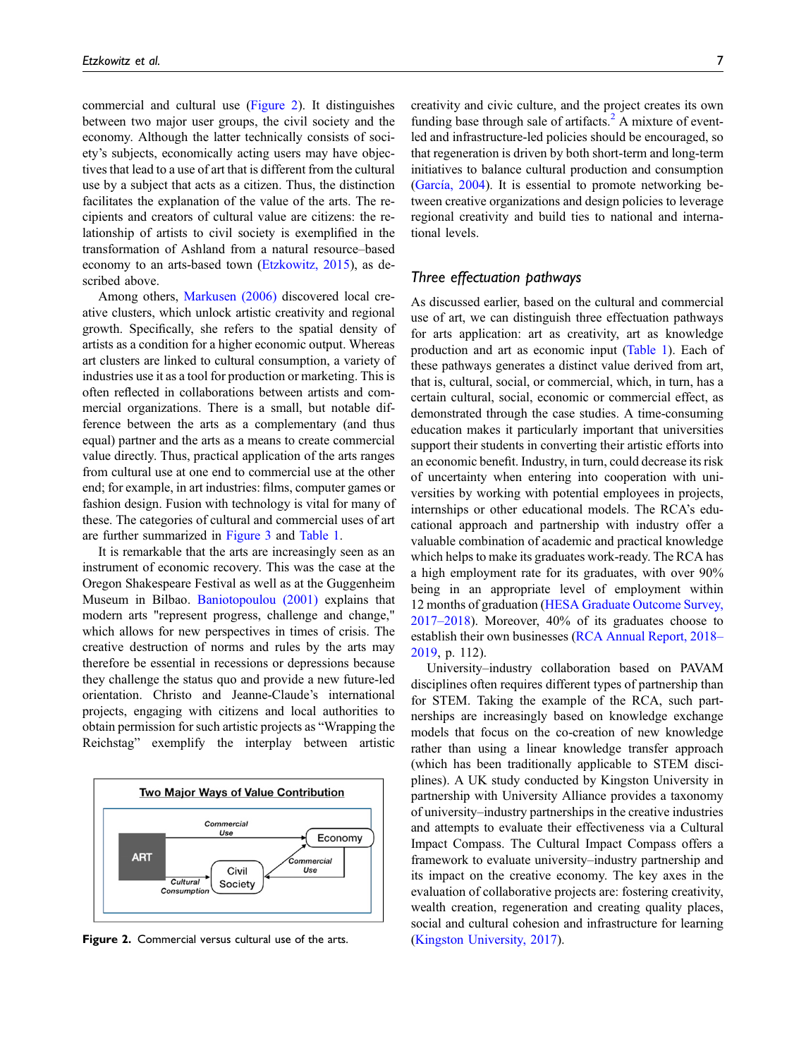commercial and cultural use (Figure 2). It distinguishes between two major user groups, the civil society and the economy. Although the latter technically consists of society's subjects, economically acting users may have objectives that lead to a use of art that is different from the cultural use by a subject that acts as a citizen. Thus, the distinction facilitates the explanation of the value of the arts. The recipients and creators of cultural value are citizens: the relationship of artists to civil society is exemplified in the transformation of Ashland from a natural resource–based economy to an arts-based town (Etzkowitz, 2015), as described above.

Among others, Markusen (2006) discovered local creative clusters, which unlock artistic creativity and regional growth. Specifically, she refers to the spatial density of artists as a condition for a higher economic output. Whereas art clusters are linked to cultural consumption, a variety of industries use it as a tool for production or marketing. This is often reflected in collaborations between artists and commercial organizations. There is a small, but notable difference between the arts as a complementary (and thus equal) partner and the arts as a means to create commercial value directly. Thus, practical application of the arts ranges from cultural use at one end to commercial use at the other end; for example, in art industries: films, computer games or fashion design. Fusion with technology is vital for many of these. The categories of cultural and commercial uses of art are further summarized in Figure 3 and Table 1.

It is remarkable that the arts are increasingly seen as an instrument of economic recovery. This was the case at the Oregon Shakespeare Festival as well as at the Guggenheim Museum in Bilbao. Baniotopoulou (2001) explains that modern arts "represent progress, challenge and change," which allows for new perspectives in times of crisis. The creative destruction of norms and rules by the arts may therefore be essential in recessions or depressions because they challenge the status quo and provide a new future-led orientation. Christo and Jeanne-Claude's international projects, engaging with citizens and local authorities to obtain permission for such artistic projects as "Wrapping the Reichstag" exemplify the interplay between artistic creativity and civic culture, and the project creates its own funding base through sale of artifacts.[2] A mixture of event-led and infrastructure-led policies should be encouraged, so that regeneration is driven by both short-term and long-term initiatives to balance cultural production and consumption (García, 2004). It is essential to promote networking between creative organizations and design policies to leverage regional creativity and build ties to national and international levels.

**Two Major Ways of Value Contribution**

ART → Commercial Use → Economy; ART → Cultural Consumption → Civil Society → Commercial Use → Economy

**Figure 2.** Commercial versus cultural use of the arts.

## *Three effectuation pathways*

As discussed earlier, based on the cultural and commercial use of art, we can distinguish three effectuation pathways for arts application: art as creativity, art as knowledge production and art as economic input (Table 1). Each of these pathways generates a distinct value derived from art, that is, cultural, social, or commercial, which, in turn, has a certain cultural, social, economic or commercial effect, as demonstrated through the case studies. A time-consuming education makes it particularly important that universities support their students in converting their artistic efforts into an economic benefit. Industry, in turn, could decrease its risk of uncertainty when entering into cooperation with universities by working with potential employees in projects, internships or other educational models. The RCA's educational approach and partnership with industry offer a valuable combination of academic and practical knowledge which helps to make its graduates work-ready. The RCA has a high employment rate for its graduates, with over 90% being in an appropriate level of employment within 12 months of graduation (HESA Graduate Outcome Survey, 2017–2018). Moreover, 40% of its graduates choose to establish their own businesses (RCA Annual Report, 2018–2019, p. 112).

University–industry collaboration based on PAVAM disciplines often requires different types of partnership than for STEM. Taking the example of the RCA, such partnerships are increasingly based on knowledge exchange models that focus on the co-creation of new knowledge rather than using a linear knowledge transfer approach (which has been traditionally applicable to STEM disciplines). A UK study conducted by Kingston University in partnership with University Alliance provides a taxonomy of university–industry partnerships in the creative industries and attempts to evaluate their effectiveness via a Cultural Impact Compass. The Cultural Impact Compass offers a framework to evaluate university–industry partnership and its impact on the creative economy. The key axes in the evaluation of collaborative projects are: fostering creativity, wealth creation, regeneration and creating quality places, social and cultural cohesion and infrastructure for learning (Kingston University, 2017).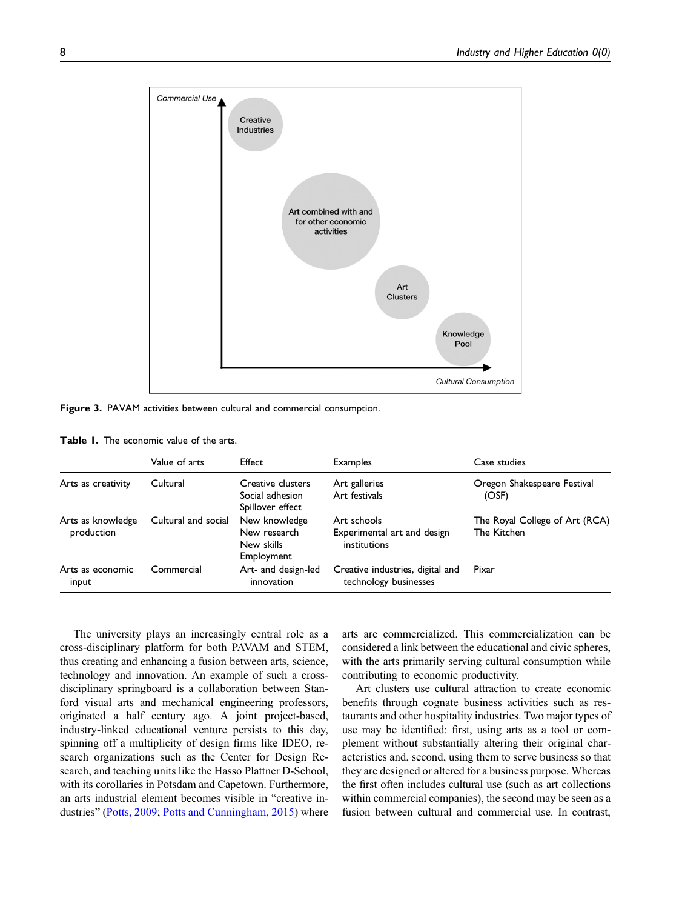Commercial Use

Creative Industries

Art combined with and for other economic activities

Art Clusters

Knowledge Pool

Cultural Consumption

**Figure 3.** PAVAM activities between cultural and commercial consumption.

**Table 1.** The economic value of the arts.

| | Value of arts | Effect | Examples | Case studies |
|---|---|---|---|---|
| Arts as creativity | Cultural | Creative clusters<br>Social adhesion<br>Spillover effect | Art galleries<br>Art festivals | Oregon Shakespeare Festival (OSF) |
| Arts as knowledge production | Cultural and social | New knowledge<br>New research<br>New skills<br>Employment | Art schools<br>Experimental art and design institutions | The Royal College of Art (RCA)<br>The Kitchen |
| Arts as economic input | Commercial | Art- and design-led innovation | Creative industries, digital and technology businesses | Pixar |

The university plays an increasingly central role as a cross-disciplinary platform for both PAVAM and STEM, thus creating and enhancing a fusion between arts, science, technology and innovation. An example of such a cross-disciplinary springboard is a collaboration between Stanford visual arts and mechanical engineering professors, originated a half century ago. A joint project-based, industry-linked educational venture persists to this day, spinning off a multiplicity of design firms like IDEO, research organizations such as the Center for Design Research, and teaching units like the Hasso Plattner D-School, with its corollaries in Potsdam and Capetown. Furthermore, an arts industrial element becomes visible in "creative industries" (Potts, 2009; Potts and Cunningham, 2015) where arts are commercialized. This commercialization can be considered a link between the educational and civic spheres, with the arts primarily serving cultural consumption while contributing to economic productivity.

Art clusters use cultural attraction to create economic benefits through cognate business activities such as restaurants and other hospitality industries. Two major types of use may be identified: first, using arts as a tool or complement without substantially altering their original characteristics and, second, using them to serve business so that they are designed or altered for a business purpose. Whereas the first often includes cultural use (such as art collections within commercial companies), the second may be seen as a fusion between cultural and commercial use. In contrast,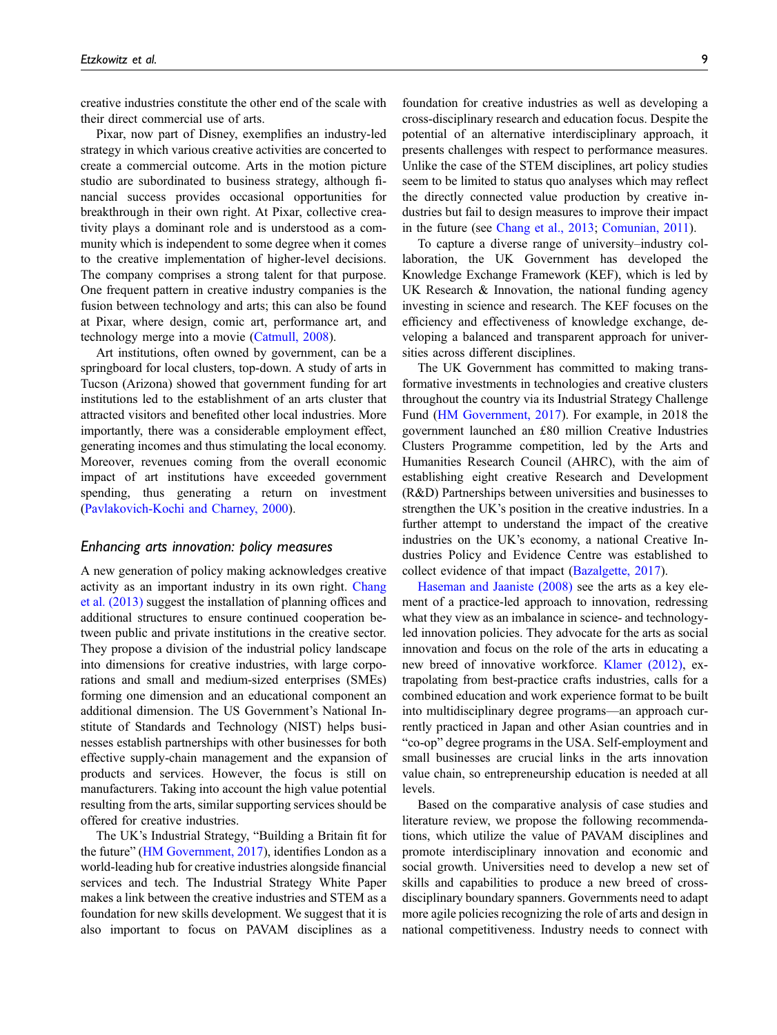creative industries constitute the other end of the scale with their direct commercial use of arts.

Pixar, now part of Disney, exemplifies an industry-led strategy in which various creative activities are concerted to create a commercial outcome. Arts in the motion picture studio are subordinated to business strategy, although financial success provides occasional opportunities for breakthrough in their own right. At Pixar, collective creativity plays a dominant role and is understood as a community which is independent to some degree when it comes to the creative implementation of higher-level decisions. The company comprises a strong talent for that purpose. One frequent pattern in creative industry companies is the fusion between technology and arts; this can also be found at Pixar, where design, comic art, performance art, and technology merge into a movie (Catmull, 2008).

Art institutions, often owned by government, can be a springboard for local clusters, top-down. A study of arts in Tucson (Arizona) showed that government funding for art institutions led to the establishment of an arts cluster that attracted visitors and benefited other local industries. More importantly, there was a considerable employment effect, generating incomes and thus stimulating the local economy. Moreover, revenues coming from the overall economic impact of art institutions have exceeded government spending, thus generating a return on investment (Pavlakovich-Kochi and Charney, 2000).

### *Enhancing arts innovation: policy measures*

A new generation of policy making acknowledges creative activity as an important industry in its own right. Chang et al. (2013) suggest the installation of planning offices and additional structures to ensure continued cooperation between public and private institutions in the creative sector. They propose a division of the industrial policy landscape into dimensions for creative industries, with large corporations and small and medium-sized enterprises (SMEs) forming one dimension and an educational component an additional dimension. The US Government's National Institute of Standards and Technology (NIST) helps businesses establish partnerships with other businesses for both effective supply-chain management and the expansion of products and services. However, the focus is still on manufacturers. Taking into account the high value potential resulting from the arts, similar supporting services should be offered for creative industries.

The UK's Industrial Strategy, "Building a Britain fit for the future" (HM Government, 2017), identifies London as a world-leading hub for creative industries alongside financial services and tech. The Industrial Strategy White Paper makes a link between the creative industries and STEM as a foundation for new skills development. We suggest that it is also important to focus on PAVAM disciplines as a foundation for creative industries as well as developing a cross-disciplinary research and education focus. Despite the potential of an alternative interdisciplinary approach, it presents challenges with respect to performance measures. Unlike the case of the STEM disciplines, art policy studies seem to be limited to status quo analyses which may reflect the directly connected value production by creative industries but fail to design measures to improve their impact in the future (see Chang et al., 2013; Comunian, 2011).

To capture a diverse range of university–industry collaboration, the UK Government has developed the Knowledge Exchange Framework (KEF), which is led by UK Research & Innovation, the national funding agency investing in science and research. The KEF focuses on the efficiency and effectiveness of knowledge exchange, developing a balanced and transparent approach for universities across different disciplines.

The UK Government has committed to making transformative investments in technologies and creative clusters throughout the country via its Industrial Strategy Challenge Fund (HM Government, 2017). For example, in 2018 the government launched an £80 million Creative Industries Clusters Programme competition, led by the Arts and Humanities Research Council (AHRC), with the aim of establishing eight creative Research and Development (R&D) Partnerships between universities and businesses to strengthen the UK's position in the creative industries. In a further attempt to understand the impact of the creative industries on the UK's economy, a national Creative Industries Policy and Evidence Centre was established to collect evidence of that impact (Bazalgette, 2017).

Haseman and Jaaniste (2008) see the arts as a key element of a practice-led approach to innovation, redressing what they view as an imbalance in science- and technology-led innovation policies. They advocate for the arts as social innovation and focus on the role of the arts in educating a new breed of innovative workforce. Klamer (2012), extrapolating from best-practice crafts industries, calls for a combined education and work experience format to be built into multidisciplinary degree programs—an approach currently practiced in Japan and other Asian countries and in "co-op" degree programs in the USA. Self-employment and small businesses are crucial links in the arts innovation value chain, so entrepreneurship education is needed at all levels.

Based on the comparative analysis of case studies and literature review, we propose the following recommendations, which utilize the value of PAVAM disciplines and promote interdisciplinary innovation and economic and social growth. Universities need to develop a new set of skills and capabilities to produce a new breed of cross-disciplinary boundary spanners. Governments need to adapt more agile policies recognizing the role of arts and design in national competitiveness. Industry needs to connect with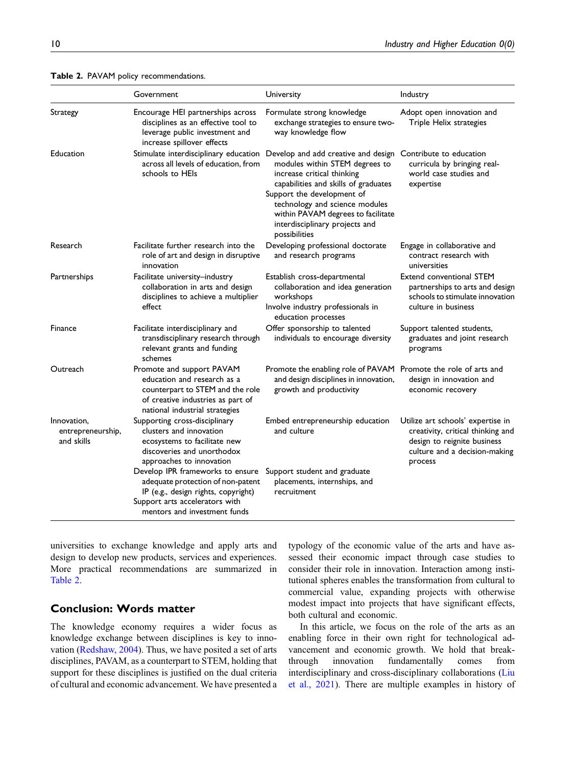**Table 2.** PAVAM policy recommendations.

| | Government | University | Industry |
|---|---|---|---|
| Strategy | Encourage HEI partnerships across disciplines as an effective tool to leverage public investment and increase spillover effects | Formulate strong knowledge exchange strategies to ensure two-way knowledge flow | Adopt open innovation and Triple Helix strategies |
| Education | Stimulate interdisciplinary education across all levels of education, from schools to HEIs | Develop and add creative and design modules within STEM degrees to increase critical thinking capabilities and skills of graduates<br>Support the development of technology and science modules within PAVAM degrees to facilitate interdisciplinary projects and possibilities | Contribute to education curricula by bringing real-world case studies and expertise |
| Research | Facilitate further research into the role of art and design in disruptive innovation | Developing professional doctorate and research programs | Engage in collaborative and contract research with universities |
| Partnerships | Facilitate university–industry collaboration in arts and design disciplines to achieve a multiplier effect | Establish cross-departmental collaboration and idea generation workshops<br>Involve industry professionals in education processes | Extend conventional STEM partnerships to arts and design schools to stimulate innovation culture in business |
| Finance | Facilitate interdisciplinary and transdisciplinary research through relevant grants and funding schemes | Offer sponsorship to talented individuals to encourage diversity | Support talented students, graduates and joint research programs |
| Outreach | Promote and support PAVAM education and research as a counterpart to STEM and the role of creative industries as part of national industrial strategies | Promote the enabling role of PAVAM and design disciplines in innovation, growth and productivity | Promote the role of arts and design in innovation and economic recovery |
| Innovation, entrepreneurship, and skills | Supporting cross-disciplinary clusters and innovation ecosystems to facilitate new discoveries and unorthodox approaches to innovation<br>Develop IPR frameworks to ensure adequate protection of non-patent IP (e.g., design rights, copyright)<br>Support arts accelerators with mentors and investment funds | Embed entrepreneurship education and culture<br>Support student and graduate placements, internships, and recruitment | Utilize art schools' expertise in creativity, critical thinking and design to reignite business culture and a decision-making process |

universities to exchange knowledge and apply arts and design to develop new products, services and experiences. More practical recommendations are summarized in Table 2.

## Conclusion: Words matter

The knowledge economy requires a wider focus as knowledge exchange between disciplines is key to innovation (Redshaw, 2004). Thus, we have posited a set of arts disciplines, PAVAM, as a counterpart to STEM, holding that support for these disciplines is justified on the dual criteria of cultural and economic advancement. We have presented a typology of the economic value of the arts and have assessed their economic impact through case studies to consider their role in innovation. Interaction among institutional spheres enables the transformation from cultural to commercial value, expanding projects with otherwise modest impact into projects that have significant effects, both cultural and economic.

In this article, we focus on the role of the arts as an enabling force in their own right for technological advancement and economic growth. We hold that breakthrough innovation fundamentally comes from interdisciplinary and cross-disciplinary collaborations (Liu et al., 2021). There are multiple examples in history of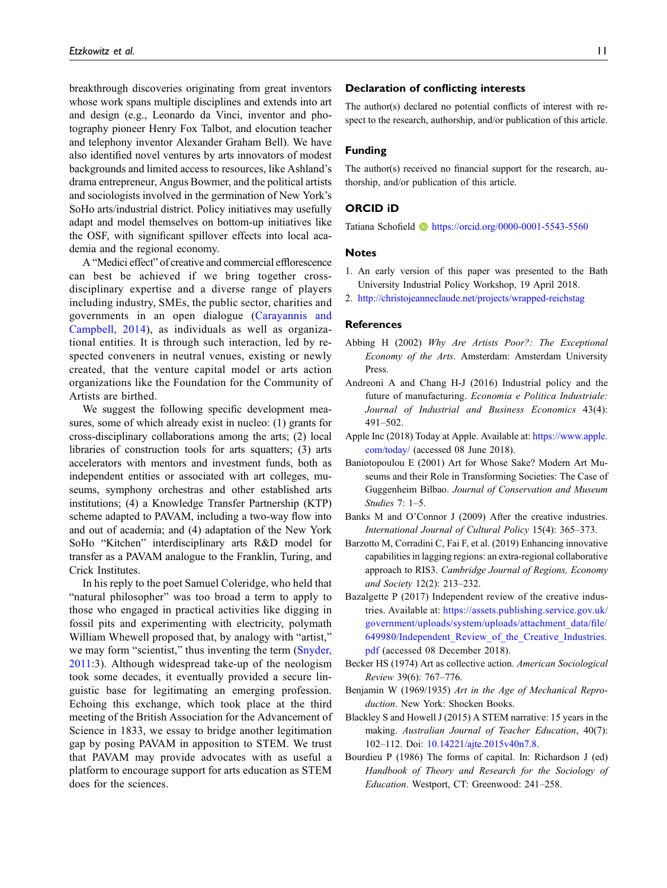breakthrough discoveries originating from great inventors whose work spans multiple disciplines and extends into art and design (e.g., Leonardo da Vinci, inventor and photography pioneer Henry Fox Talbot, and elocution teacher and telephony inventor Alexander Graham Bell). We have also identified novel ventures by arts innovators of modest backgrounds and limited access to resources, like Ashland's drama entrepreneur, Angus Bowmer, and the political artists and sociologists involved in the germination of New York's SoHo arts/industrial district. Policy initiatives may usefully adapt and model themselves on bottom-up initiatives like the OSF, with significant spillover effects into local academia and the regional economy.

A "Medici effect" of creative and commercial efflorescence can best be achieved if we bring together cross-disciplinary expertise and a diverse range of players including industry, SMEs, the public sector, charities and governments in an open dialogue (Carayannis and Campbell, 2014), as individuals as well as organizational entities. It is through such interaction, led by respected conveners in neutral venues, existing or newly created, that the venture capital model or arts action organizations like the Foundation for the Community of Artists are birthed.

We suggest the following specific development measures, some of which already exist in nucleo: (1) grants for cross-disciplinary collaborations among the arts; (2) local libraries of construction tools for arts squatters; (3) arts accelerators with mentors and investment funds, both as independent entities or associated with art colleges, museums, symphony orchestras and other established arts institutions; (4) a Knowledge Transfer Partnership (KTP) scheme adapted to PAVAM, including a two-way flow into and out of academia; and (4) adaptation of the New York SoHo "Kitchen" interdisciplinary arts R&D model for transfer as a PAVAM analogue to the Franklin, Turing, and Crick Institutes.

In his reply to the poet Samuel Coleridge, who held that "natural philosopher" was too broad a term to apply to those who engaged in practical activities like digging in fossil pits and experimenting with electricity, polymath William Whewell proposed that, by analogy with "artist," we may form "scientist," thus inventing the term (Snyder, 2011:3). Although widespread take-up of the neologism took some decades, it eventually provided a secure linguistic base for legitimating an emerging profession. Echoing this exchange, which took place at the third meeting of the British Association for the Advancement of Science in 1833, we essay to bridge another legitimation gap by posing PAVAM in apposition to STEM. We trust that PAVAM may provide advocates with as useful a platform to encourage support for arts education as STEM does for the sciences.

## Declaration of conflicting interests

The author(s) declared no potential conflicts of interest with respect to the research, authorship, and/or publication of this article.

## Funding

The author(s) received no financial support for the research, authorship, and/or publication of this article.

## ORCID iD

Tatiana Schofield https://orcid.org/0000-0001-5543-5560

## Notes

1. An early version of this paper was presented to the Bath University Industrial Policy Workshop, 19 April 2018.
2. http://christojeanneclaude.net/projects/wrapped-reichstag

## References

Abbing H (2002) *Why Are Artists Poor?: The Exceptional Economy of the Arts*. Amsterdam: Amsterdam University Press.

Andreoni A and Chang H-J (2016) Industrial policy and the future of manufacturing. *Economia e Politica Industriale: Journal of Industrial and Business Economics* 43(4): 491–502.

Apple Inc (2018) Today at Apple. Available at: https://www.apple.com/today/ (accessed 08 June 2018).

Baniotopoulou E (2001) Art for Whose Sake? Modern Art Museums and their Role in Transforming Societies: The Case of Guggenheim Bilbao. *Journal of Conservation and Museum Studies* 7: 1–5.

Banks M and O'Connor J (2009) After the creative industries. *International Journal of Cultural Policy* 15(4): 365–373.

Barzotto M, Corradini C, Fai F, et al. (2019) Enhancing innovative capabilities in lagging regions: an extra-regional collaborative approach to RIS3. *Cambridge Journal of Regions, Economy and Society* 12(2): 213–232.

Bazalgette P (2017) Independent review of the creative industries. Available at: https://assets.publishing.service.gov.uk/government/uploads/system/uploads/attachment_data/file/649980/Independent_Review_of_the_Creative_Industries.pdf (accessed 08 December 2018).

Becker HS (1974) Art as collective action. *American Sociological Review* 39(6): 767–776.

Benjamin W (1969/1935) *Art in the Age of Mechanical Reproduction*. New York: Shocken Books.

Blackley S and Howell J (2015) A STEM narrative: 15 years in the making. *Australian Journal of Teacher Education*, 40(7): 102–112. Doi: 10.14221/ajte.2015v40n7.8.

Bourdieu P (1986) The forms of capital. In: Richardson J (ed) *Handbook of Theory and Research for the Sociology of Education*. Westport, CT: Greenwood: 241–258.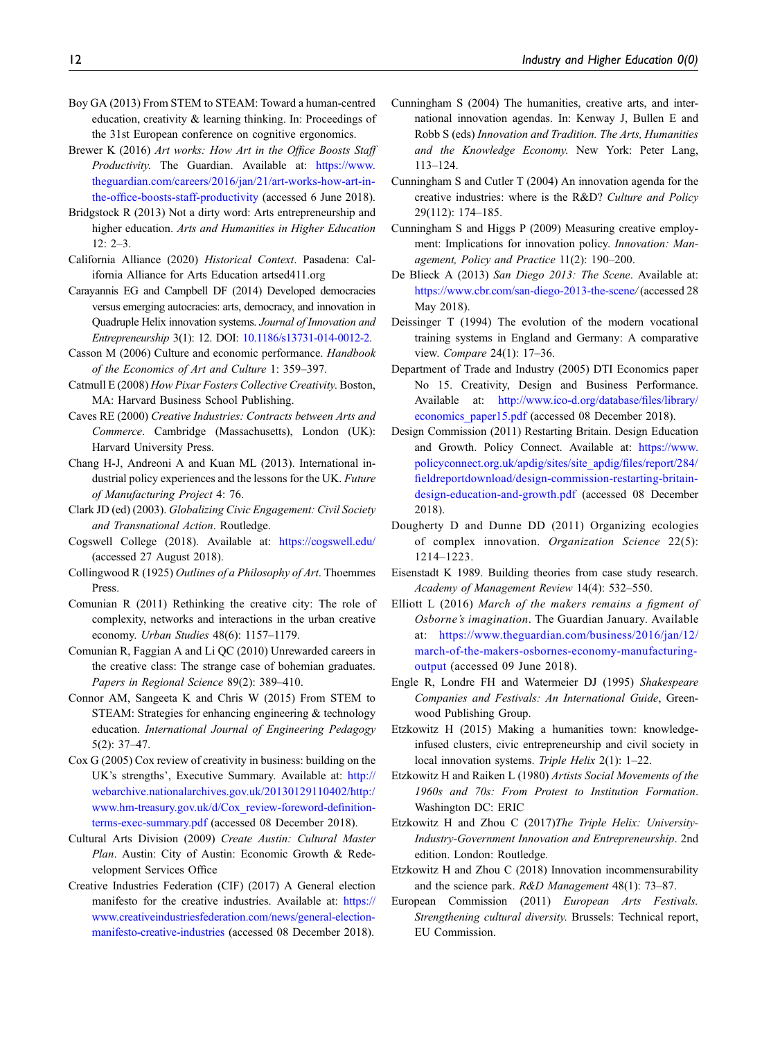Boy GA (2013) From STEM to STEAM: Toward a human-centred education, creativity & learning thinking. In: Proceedings of the 31st European conference on cognitive ergonomics.

Brewer K (2016) *Art works: How Art in the Office Boosts Staff Productivity*. The Guardian. Available at: https://www.theguardian.com/careers/2016/jan/21/art-works-how-art-in-the-office-boosts-staff-productivity (accessed 6 June 2018).

Bridgstock R (2013) Not a dirty word: Arts entrepreneurship and higher education. *Arts and Humanities in Higher Education* 12: 2–3.

California Alliance (2020) *Historical Context*. Pasadena: California Alliance for Arts Education artsed411.org

Carayannis EG and Campbell DF (2014) Developed democracies versus emerging autocracies: arts, democracy, and innovation in Quadruple Helix innovation systems. *Journal of Innovation and Entrepreneurship* 3(1): 12. DOI: 10.1186/s13731-014-0012-2.

Casson M (2006) Culture and economic performance. *Handbook of the Economics of Art and Culture* 1: 359–397.

Catmull E (2008) *How Pixar Fosters Collective Creativity*. Boston, MA: Harvard Business School Publishing.

Caves RE (2000) *Creative Industries: Contracts between Arts and Commerce*. Cambridge (Massachusetts), London (UK): Harvard University Press.

Chang H-J, Andreoni A and Kuan ML (2013). International industrial policy experiences and the lessons for the UK. *Future of Manufacturing Project* 4: 76.

Clark JD (ed) (2003). *Globalizing Civic Engagement: Civil Society and Transnational Action*. Routledge.

Cogswell College (2018). Available at: https://cogswell.edu/ (accessed 27 August 2018).

Collingwood R (1925) *Outlines of a Philosophy of Art*. Thoemmes Press.

Comunian R (2011) Rethinking the creative city: The role of complexity, networks and interactions in the urban creative economy. *Urban Studies* 48(6): 1157–1179.

Comunian R, Faggian A and Li QC (2010) Unrewarded careers in the creative class: The strange case of bohemian graduates. *Papers in Regional Science* 89(2): 389–410.

Connor AM, Sangeeta K and Chris W (2015) From STEM to STEAM: Strategies for enhancing engineering & technology education. *International Journal of Engineering Pedagogy* 5(2): 37–47.

Cox G (2005) Cox review of creativity in business: building on the UK's strengths', Executive Summary. Available at: http://webarchive.nationalarchives.gov.uk/20130129110402/http:/www.hm-treasury.gov.uk/d/Cox_review-foreword-definition-terms-exec-summary.pdf (accessed 08 December 2018).

Cultural Arts Division (2009) *Create Austin: Cultural Master Plan*. Austin: City of Austin: Economic Growth & Redevelopment Services Office

Creative Industries Federation (CIF) (2017) A General election manifesto for the creative industries. Available at: https://www.creativeindustriesfederation.com/news/general-election-manifesto-creative-industries (accessed 08 December 2018).

Cunningham S (2004) The humanities, creative arts, and international innovation agendas. In: Kenway J, Bullen E and Robb S (eds) *Innovation and Tradition. The Arts, Humanities and the Knowledge Economy*. New York: Peter Lang, 113–124.

Cunningham S and Cutler T (2004) An innovation agenda for the creative industries: where is the R&D? *Culture and Policy* 29(112): 174–185.

Cunningham S and Higgs P (2009) Measuring creative employment: Implications for innovation policy. *Innovation: Management, Policy and Practice* 11(2): 190–200.

De Blieck A (2013) *San Diego 2013: The Scene*. Available at: https://www.cbr.com/san-diego-2013-the-scene/ (accessed 28 May 2018).

Deissinger T (1994) The evolution of the modern vocational training systems in England and Germany: A comparative view. *Compare* 24(1): 17–36.

Department of Trade and Industry (2005) DTI Economics paper No 15. Creativity, Design and Business Performance. Available at: http://www.ico-d.org/database/files/library/economics_paper15.pdf (accessed 08 December 2018).

Design Commission (2011) Restarting Britain. Design Education and Growth. Policy Connect. Available at: https://www.policyconnect.org.uk/apdig/sites/site_apdig/files/report/284/fieldreportdownload/design-commission-restarting-britain-design-education-and-growth.pdf (accessed 08 December 2018).

Dougherty D and Dunne DD (2011) Organizing ecologies of complex innovation. *Organization Science* 22(5): 1214–1223.

Eisenstadt K 1989. Building theories from case study research. *Academy of Management Review* 14(4): 532–550.

Elliott L (2016) *March of the makers remains a figment of Osborne's imagination*. The Guardian January. Available at: https://www.theguardian.com/business/2016/jan/12/march-of-the-makers-osbornes-economy-manufacturing-output (accessed 09 June 2018).

Engle R, Londre FH and Watermeier DJ (1995) *Shakespeare Companies and Festivals: An International Guide*, Greenwood Publishing Group.

Etzkowitz H (2015) Making a humanities town: knowledge-infused clusters, civic entrepreneurship and civil society in local innovation systems. *Triple Helix* 2(1): 1–22.

Etzkowitz H and Raiken L (1980) *Artists Social Movements of the 1960s and 70s: From Protest to Institution Formation*. Washington DC: ERIC

Etzkowitz H and Zhou C (2017)*The Triple Helix: University-Industry-Government Innovation and Entrepreneurship*. 2nd edition. London: Routledge.

Etzkowitz H and Zhou C (2018) Innovation incommensurability and the science park. *R&D Management* 48(1): 73–87.

European Commission (2011) *European Arts Festivals. Strengthening cultural diversity*. Brussels: Technical report, EU Commission.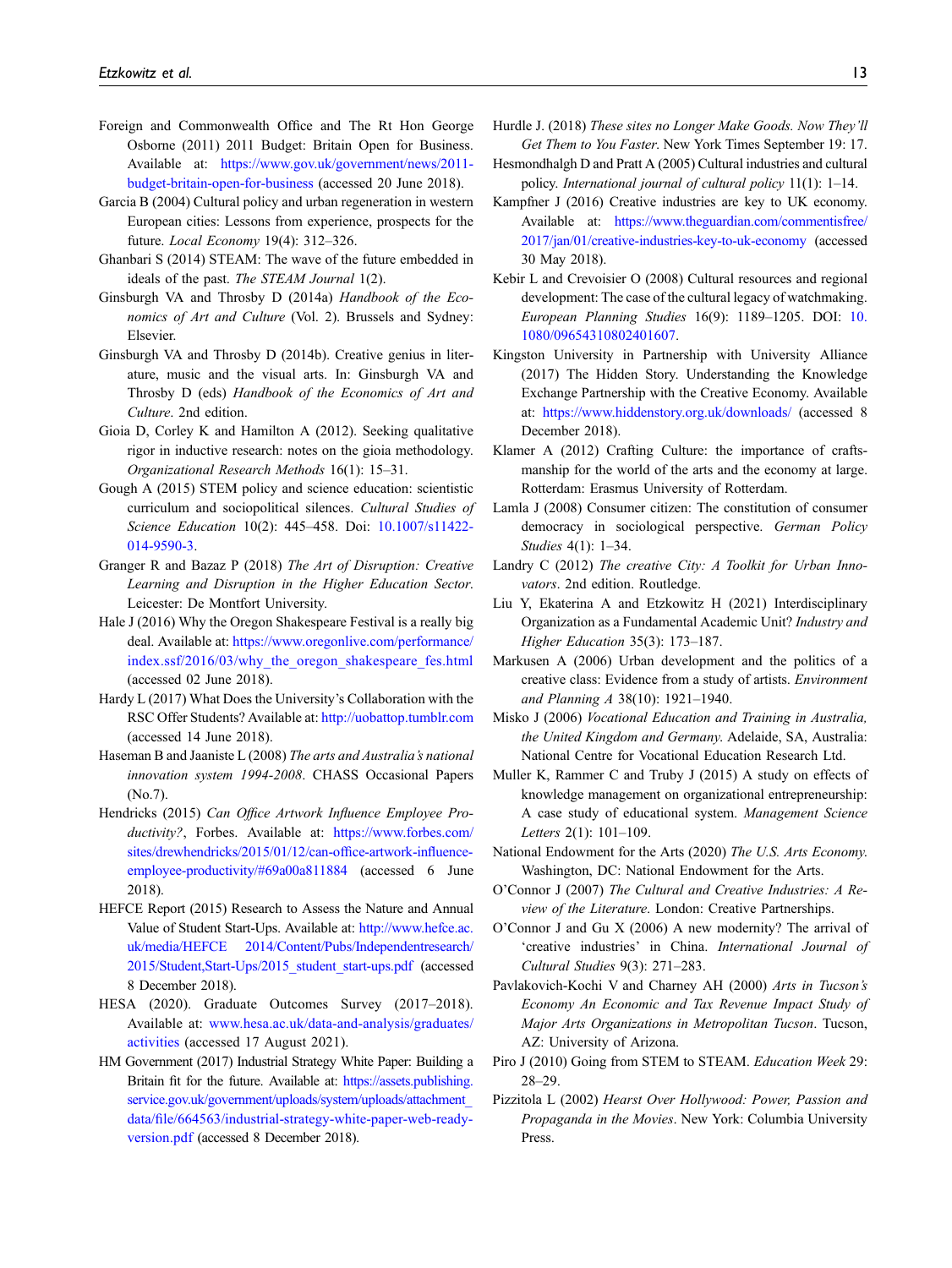Foreign and Commonwealth Office and The Rt Hon George Osborne (2011) 2011 Budget: Britain Open for Business. Available at: https://www.gov.uk/government/news/2011-budget-britain-open-for-business (accessed 20 June 2018).

Garcia B (2004) Cultural policy and urban regeneration in western European cities: Lessons from experience, prospects for the future. *Local Economy* 19(4): 312–326.

Ghanbari S (2014) STEAM: The wave of the future embedded in ideals of the past. *The STEAM Journal* 1(2).

Ginsburgh VA and Throsby D (2014a) *Handbook of the Economics of Art and Culture* (Vol. 2). Brussels and Sydney: Elsevier.

Ginsburgh VA and Throsby D (2014b). Creative genius in literature, music and the visual arts. In: Ginsburgh VA and Throsby D (eds) *Handbook of the Economics of Art and Culture*. 2nd edition.

Gioia D, Corley K and Hamilton A (2012). Seeking qualitative rigor in inductive research: notes on the gioia methodology. *Organizational Research Methods* 16(1): 15–31.

Gough A (2015) STEM policy and science education: scientistic curriculum and sociopolitical silences. *Cultural Studies of Science Education* 10(2): 445–458. Doi: 10.1007/s11422-014-9590-3.

Granger R and Bazaz P (2018) *The Art of Disruption: Creative Learning and Disruption in the Higher Education Sector*. Leicester: De Montfort University.

Hale J (2016) Why the Oregon Shakespeare Festival is a really big deal. Available at: https://www.oregonlive.com/performance/index.ssf/2016/03/why_the_oregon_shakespeare_fes.html (accessed 02 June 2018).

Hardy L (2017) What Does the University's Collaboration with the RSC Offer Students? Available at: http://uobattop.tumblr.com (accessed 14 June 2018).

Haseman B and Jaaniste L (2008) *The arts and Australia's national innovation system 1994-2008*. CHASS Occasional Papers (No.7).

Hendricks (2015) *Can Office Artwork Influence Employee Productivity?*, Forbes. Available at: https://www.forbes.com/sites/drewhendricks/2015/01/12/can-office-artwork-influence-employee-productivity/#69a00a811884 (accessed 6 June 2018).

HEFCE Report (2015) Research to Assess the Nature and Annual Value of Student Start-Ups. Available at: http://www.hefce.ac.uk/media/HEFCE 2014/Content/Pubs/Independentresearch/2015/Student,Start-Ups/2015_student_start-ups.pdf (accessed 8 December 2018).

HESA (2020). Graduate Outcomes Survey (2017–2018). Available at: www.hesa.ac.uk/data-and-analysis/graduates/activities (accessed 17 August 2021).

HM Government (2017) Industrial Strategy White Paper: Building a Britain fit for the future. Available at: https://assets.publishing.service.gov.uk/government/uploads/system/uploads/attachment_data/file/664563/industrial-strategy-white-paper-web-ready-version.pdf (accessed 8 December 2018).

Hurdle J. (2018) *These sites no Longer Make Goods. Now They'll Get Them to You Faster*. New York Times September 19: 17.

Hesmondhalgh D and Pratt A (2005) Cultural industries and cultural policy. *International journal of cultural policy* 11(1): 1–14.

Kampfner J (2016) Creative industries are key to UK economy. Available at: https://www.theguardian.com/commentisfree/2017/jan/01/creative-industries-key-to-uk-economy (accessed 30 May 2018).

Kebir L and Crevoisier O (2008) Cultural resources and regional development: The case of the cultural legacy of watchmaking. *European Planning Studies* 16(9): 1189–1205. DOI: 10.1080/09654310802401607.

Kingston University in Partnership with University Alliance (2017) The Hidden Story. Understanding the Knowledge Exchange Partnership with the Creative Economy. Available at: https://www.hiddenstory.org.uk/downloads/ (accessed 8 December 2018).

Klamer A (2012) Crafting Culture: the importance of craftsmanship for the world of the arts and the economy at large. Rotterdam: Erasmus University of Rotterdam.

Lamla J (2008) Consumer citizen: The constitution of consumer democracy in sociological perspective. *German Policy Studies* 4(1): 1–34.

Landry C (2012) *The creative City: A Toolkit for Urban Innovators*. 2nd edition. Routledge.

Liu Y, Ekaterina A and Etzkowitz H (2021) Interdisciplinary Organization as a Fundamental Academic Unit? *Industry and Higher Education* 35(3): 173–187.

Markusen A (2006) Urban development and the politics of a creative class: Evidence from a study of artists. *Environment and Planning A* 38(10): 1921–1940.

Misko J (2006) *Vocational Education and Training in Australia, the United Kingdom and Germany*. Adelaide, SA, Australia: National Centre for Vocational Education Research Ltd.

Muller K, Rammer C and Truby J (2015) A study on effects of knowledge management on organizational entrepreneurship: A case study of educational system. *Management Science Letters* 2(1): 101–109.

National Endowment for the Arts (2020) *The U.S. Arts Economy*. Washington, DC: National Endowment for the Arts.

O'Connor J (2007) *The Cultural and Creative Industries: A Review of the Literature*. London: Creative Partnerships.

O'Connor J and Gu X (2006) A new modernity? The arrival of 'creative industries' in China. *International Journal of Cultural Studies* 9(3): 271–283.

Pavlakovich-Kochi V and Charney AH (2000) *Arts in Tucson's Economy An Economic and Tax Revenue Impact Study of Major Arts Organizations in Metropolitan Tucson*. Tucson, AZ: University of Arizona.

Piro J (2010) Going from STEM to STEAM. *Education Week* 29: 28–29.

Pizzitola L (2002) *Hearst Over Hollywood: Power, Passion and Propaganda in the Movies*. New York: Columbia University Press.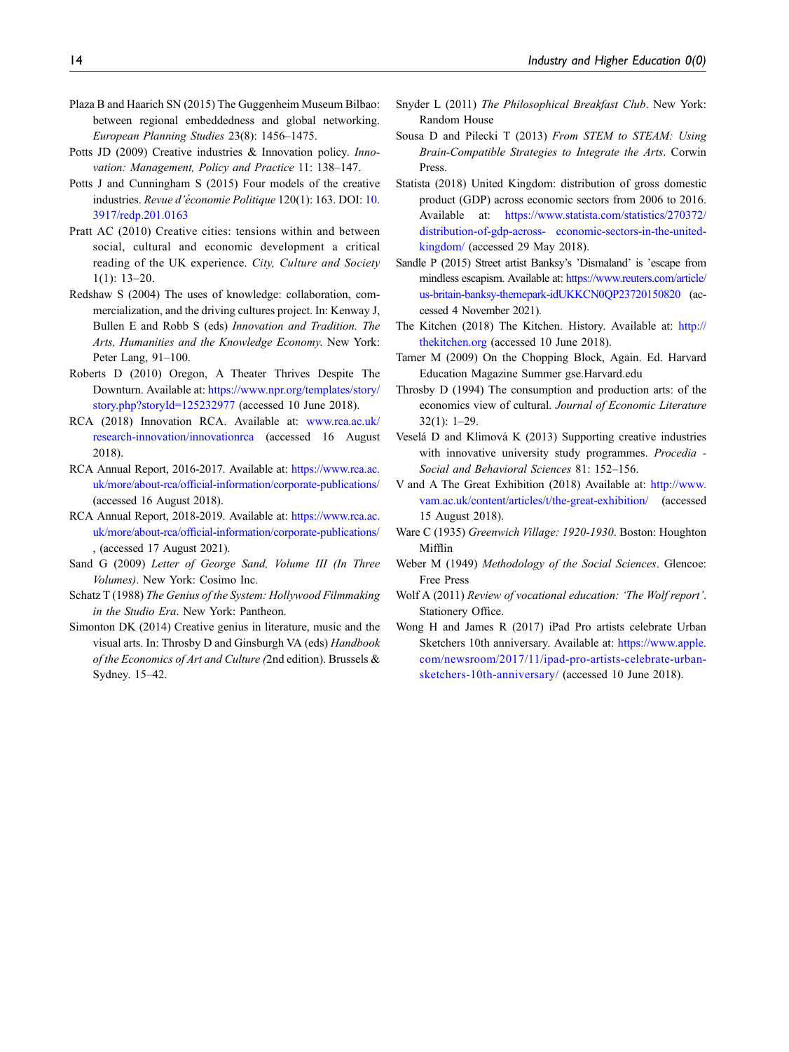Plaza B and Haarich SN (2015) The Guggenheim Museum Bilbao: between regional embeddedness and global networking. *European Planning Studies* 23(8): 1456–1475.

Potts JD (2009) Creative industries & Innovation policy. *Innovation: Management, Policy and Practice* 11: 138–147.

Potts J and Cunningham S (2015) Four models of the creative industries. *Revue d'économie Politique* 120(1): 163. DOI: 10.3917/redp.201.0163

Pratt AC (2010) Creative cities: tensions within and between social, cultural and economic development a critical reading of the UK experience. *City, Culture and Society* 1(1): 13–20.

Redshaw S (2004) The uses of knowledge: collaboration, commercialization, and the driving cultures project. In: Kenway J, Bullen E and Robb S (eds) *Innovation and Tradition. The Arts, Humanities and the Knowledge Economy*. New York: Peter Lang, 91–100.

Roberts D (2010) Oregon, A Theater Thrives Despite The Downturn. Available at: https://www.npr.org/templates/story/story.php?storyId=125232977 (accessed 10 June 2018).

RCA (2018) Innovation RCA. Available at: www.rca.ac.uk/research-innovation/innovationrca (accessed 16 August 2018).

RCA Annual Report, 2016-2017. Available at: https://www.rca.ac.uk/more/about-rca/official-information/corporate-publications/ (accessed 16 August 2018).

RCA Annual Report, 2018-2019. Available at: https://www.rca.ac.uk/more/about-rca/official-information/corporate-publications/ , (accessed 17 August 2021).

Sand G (2009) *Letter of George Sand, Volume III (In Three Volumes)*. New York: Cosimo Inc.

Schatz T (1988) *The Genius of the System: Hollywood Filmmaking in the Studio Era*. New York: Pantheon.

Simonton DK (2014) Creative genius in literature, music and the visual arts. In: Throsby D and Ginsburgh VA (eds) *Handbook of the Economics of Art and Culture (*2nd edition). Brussels & Sydney. 15–42.

Snyder L (2011) *The Philosophical Breakfast Club*. New York: Random House

Sousa D and Pilecki T (2013) *From STEM to STEAM: Using Brain-Compatible Strategies to Integrate the Arts*. Corwin Press.

Statista (2018) United Kingdom: distribution of gross domestic product (GDP) across economic sectors from 2006 to 2016. Available at: https://www.statista.com/statistics/270372/distribution-of-gdp-across- economic-sectors-in-the-united-kingdom/ (accessed 29 May 2018).

Sandle P (2015) Street artist Banksy's 'Dismaland' is 'escape from mindless escapism. Available at: https://www.reuters.com/article/us-britain-banksy-themepark-idUKKCN0QP23720150820 (accessed 4 November 2021).

The Kitchen (2018) The Kitchen. History. Available at: http://thekitchen.org (accessed 10 June 2018).

Tamer M (2009) On the Chopping Block, Again. Ed. Harvard Education Magazine Summer gse.Harvard.edu

Throsby D (1994) The consumption and production arts: of the economics view of cultural. *Journal of Economic Literature* 32(1): 1–29.

Veselá D and Klimová K (2013) Supporting creative industries with innovative university study programmes. *Procedia - Social and Behavioral Sciences* 81: 152–156.

V and A The Great Exhibition (2018) Available at: http://www.vam.ac.uk/content/articles/t/the-great-exhibition/ (accessed 15 August 2018).

Ware C (1935) *Greenwich Village: 1920-1930*. Boston: Houghton Mifflin

Weber M (1949) *Methodology of the Social Sciences*. Glencoe: Free Press

Wolf A (2011) *Review of vocational education: 'The Wolf report'*. Stationery Office.

Wong H and James R (2017) iPad Pro artists celebrate Urban Sketchers 10th anniversary. Available at: https://www.apple.com/newsroom/2017/11/ipad-pro-artists-celebrate-urban-sketchers-10th-anniversary/ (accessed 10 June 2018).